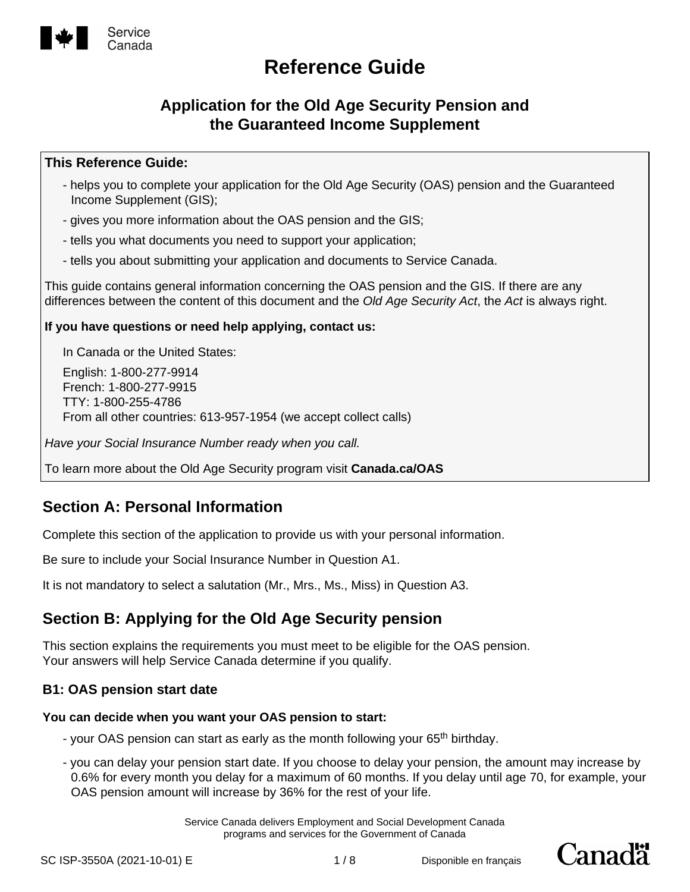Service Canada

# Reference Guide

## Application for the Old Age Security Pension and the Guaranteed Income Supplement

**This Reference Guide:**

- helps you to complete your application for the Old Age Security (OAS) pension and the Guaranteed Income Supplement (GIS);
- gives you more information about the OAS pension and the GIS;
- tells you what documents you need to support your application;
- tells you about submitting your application and documents to Service Canada.

This guide contains general information concerning the OAS pension and the GIS. If there are any differences between the content of this document and the *Old Age Security Act*, the *Act* is always right.

**If you have questions or need help applying, contact us:**

In Canada or the United States:

English: 1-800-277-9914
French: 1-800-277-9915
TTY: 1-800-255-4786
From all other countries: 613-957-1954 (we accept collect calls)

*Have your Social Insurance Number ready when you call.*

To learn more about the Old Age Security program visit **Canada.ca/OAS**

## Section A: Personal Information

Complete this section of the application to provide us with your personal information.

Be sure to include your Social Insurance Number in Question A1.

It is not mandatory to select a salutation (Mr., Mrs., Ms., Miss) in Question A3.

## Section B: Applying for the Old Age Security pension

This section explains the requirements you must meet to be eligible for the OAS pension.
Your answers will help Service Canada determine if you qualify.

### B1: OAS pension start date

**You can decide when you want your OAS pension to start:**

- your OAS pension can start as early as the month following your 65th birthday.
- you can delay your pension start date. If you choose to delay your pension, the amount may increase by 0.6% for every month you delay for a maximum of 60 months. If you delay until age 70, for example, your OAS pension amount will increase by 36% for the rest of your life.

Service Canada delivers Employment and Social Development Canada programs and services for the Government of Canada

SC ISP-3550A (2021-10-01) E

Disponible en français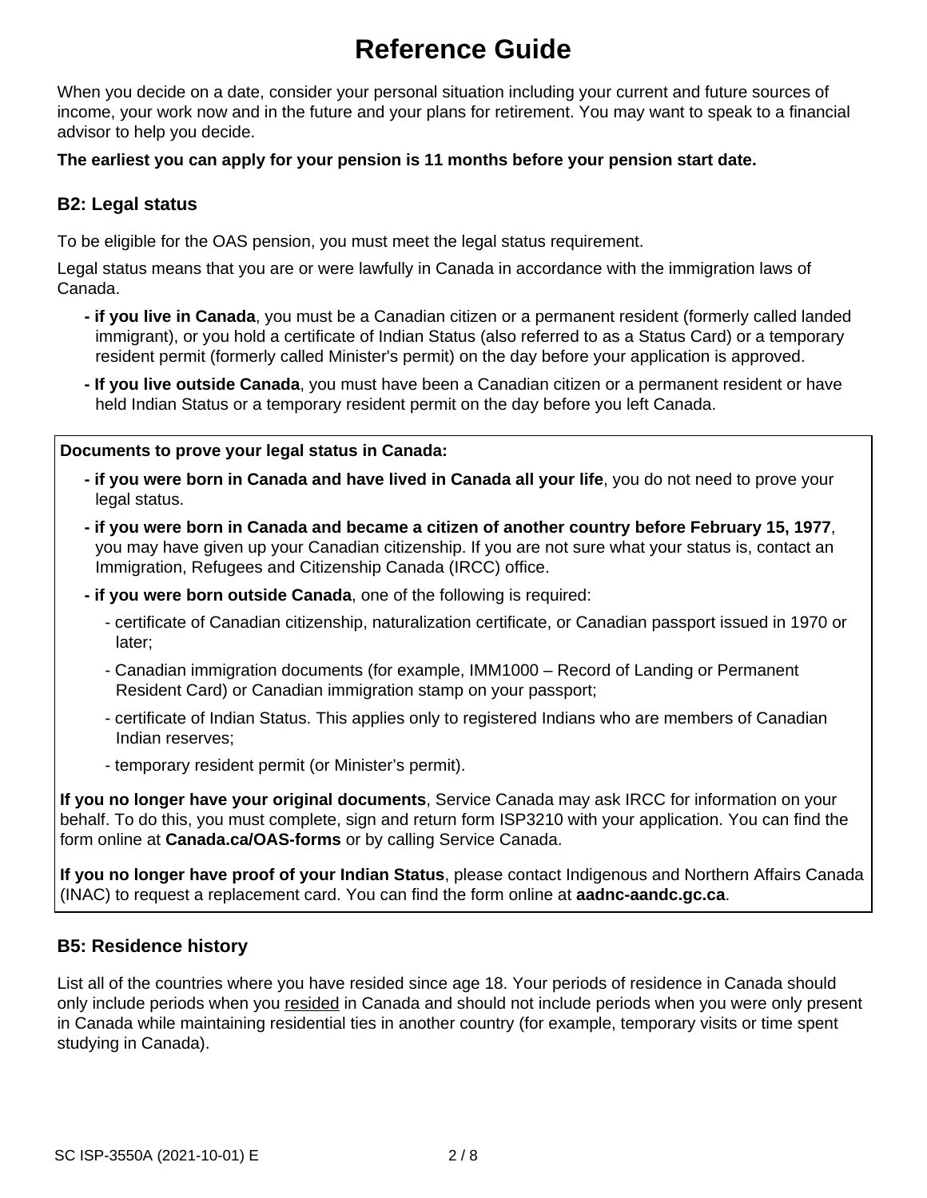# Reference Guide

When you decide on a date, consider your personal situation including your current and future sources of income, your work now and in the future and your plans for retirement. You may want to speak to a financial advisor to help you decide.

**The earliest you can apply for your pension is 11 months before your pension start date.**

## B2: Legal status

To be eligible for the OAS pension, you must meet the legal status requirement.

Legal status means that you are or were lawfully in Canada in accordance with the immigration laws of Canada.

- **if you live in Canada**, you must be a Canadian citizen or a permanent resident (formerly called landed immigrant), or you hold a certificate of Indian Status (also referred to as a Status Card) or a temporary resident permit (formerly called Minister's permit) on the day before your application is approved.
- **If you live outside Canada**, you must have been a Canadian citizen or a permanent resident or have held Indian Status or a temporary resident permit on the day before you left Canada.

**Documents to prove your legal status in Canada:**

- **if you were born in Canada and have lived in Canada all your life**, you do not need to prove your legal status.
- **if you were born in Canada and became a citizen of another country before February 15, 1977**, you may have given up your Canadian citizenship. If you are not sure what your status is, contact an Immigration, Refugees and Citizenship Canada (IRCC) office.
- **if you were born outside Canada**, one of the following is required:
  - certificate of Canadian citizenship, naturalization certificate, or Canadian passport issued in 1970 or later;
  - Canadian immigration documents (for example, IMM1000 – Record of Landing or Permanent Resident Card) or Canadian immigration stamp on your passport;
  - certificate of Indian Status. This applies only to registered Indians who are members of Canadian Indian reserves;
  - temporary resident permit (or Minister's permit).

**If you no longer have your original documents**, Service Canada may ask IRCC for information on your behalf. To do this, you must complete, sign and return form ISP3210 with your application. You can find the form online at **Canada.ca/OAS-forms** or by calling Service Canada.

**If you no longer have proof of your Indian Status**, please contact Indigenous and Northern Affairs Canada (INAC) to request a replacement card. You can find the form online at **aadnc-aandc.gc.ca**.

## B5: Residence history

List all of the countries where you have resided since age 18. Your periods of residence in Canada should only include periods when you resided in Canada and should not include periods when you were only present in Canada while maintaining residential ties in another country (for example, temporary visits or time spent studying in Canada).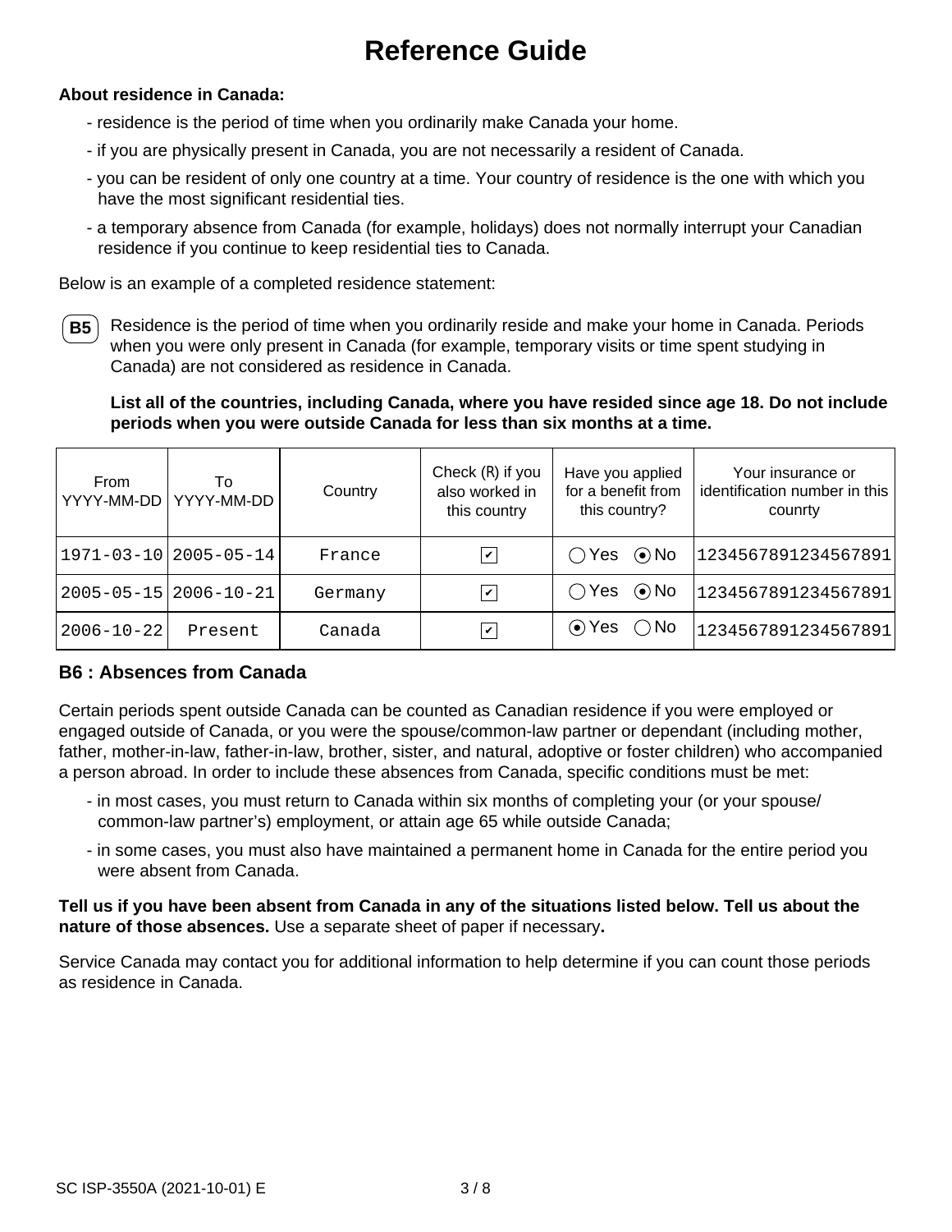# Reference Guide

**About residence in Canada:**

- residence is the period of time when you ordinarily make Canada your home.
- if you are physically present in Canada, you are not necessarily a resident of Canada.
- you can be resident of only one country at a time. Your country of residence is the one with which you have the most significant residential ties.
- a temporary absence from Canada (for example, holidays) does not normally interrupt your Canadian residence if you continue to keep residential ties to Canada.

Below is an example of a completed residence statement:

**B5** Residence is the period of time when you ordinarily reside and make your home in Canada. Periods when you were only present in Canada (for example, temporary visits or time spent studying in Canada) are not considered as residence in Canada.

**List all of the countries, including Canada, where you have resided since age 18. Do not include periods when you were outside Canada for less than six months at a time.**

| From YYYY-MM-DD | To YYYY-MM-DD | Country | Check (R) if you also worked in this country | Have you applied for a benefit from this country? | Your insurance or identification number in this counrty |
|---|---|---|---|---|---|
| 1971-03-10 | 2005-05-14 | France | ✔ | ○ Yes ⦿ No | 1234567891234567891 |
| 2005-05-15 | 2006-10-21 | Germany | ✔ | ○ Yes ⦿ No | 1234567891234567891 |
| 2006-10-22 | Present | Canada | ✔ | ⦿ Yes ○ No | 1234567891234567891 |

## B6 : Absences from Canada

Certain periods spent outside Canada can be counted as Canadian residence if you were employed or engaged outside of Canada, or you were the spouse/common-law partner or dependant (including mother, father, mother-in-law, father-in-law, brother, sister, and natural, adoptive or foster children) who accompanied a person abroad. In order to include these absences from Canada, specific conditions must be met:

- in most cases, you must return to Canada within six months of completing your (or your spouse/ common-law partner's) employment, or attain age 65 while outside Canada;
- in some cases, you must also have maintained a permanent home in Canada for the entire period you were absent from Canada.

**Tell us if you have been absent from Canada in any of the situations listed below. Tell us about the nature of those absences.** Use a separate sheet of paper if necessary**.**

Service Canada may contact you for additional information to help determine if you can count those periods as residence in Canada.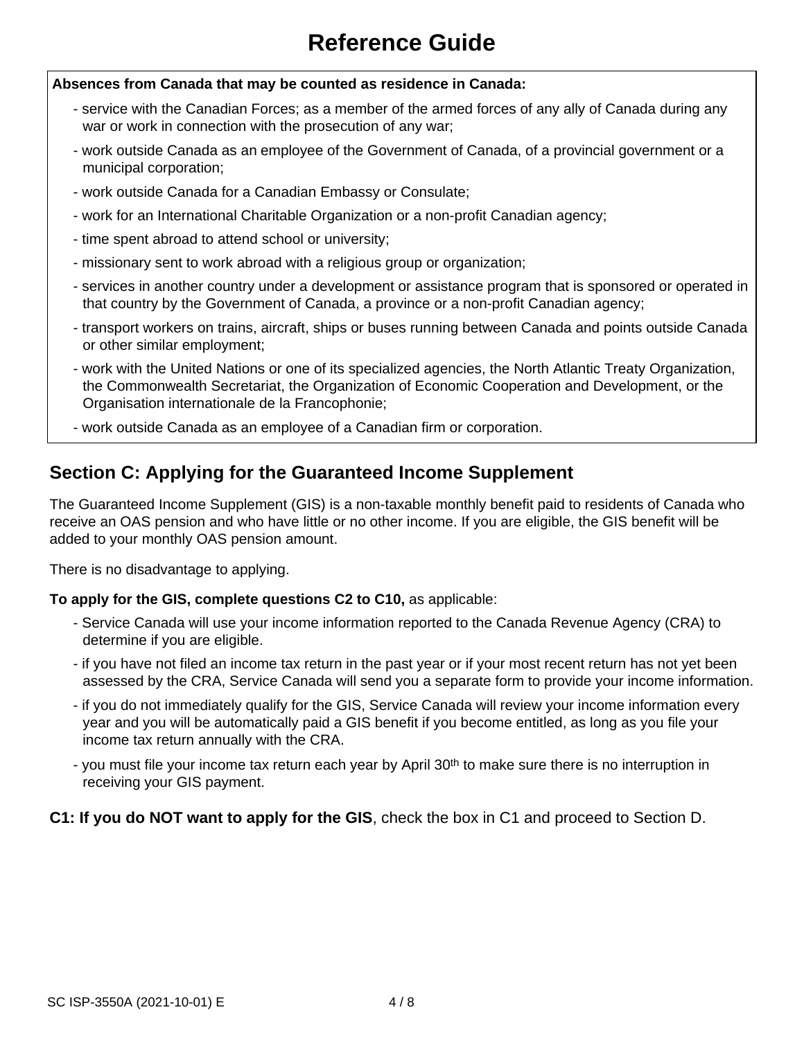# Reference Guide

**Absences from Canada that may be counted as residence in Canada:**

- service with the Canadian Forces; as a member of the armed forces of any ally of Canada during any war or work in connection with the prosecution of any war;
- work outside Canada as an employee of the Government of Canada, of a provincial government or a municipal corporation;
- work outside Canada for a Canadian Embassy or Consulate;
- work for an International Charitable Organization or a non-profit Canadian agency;
- time spent abroad to attend school or university;
- missionary sent to work abroad with a religious group or organization;
- services in another country under a development or assistance program that is sponsored or operated in that country by the Government of Canada, a province or a non-profit Canadian agency;
- transport workers on trains, aircraft, ships or buses running between Canada and points outside Canada or other similar employment;
- work with the United Nations or one of its specialized agencies, the North Atlantic Treaty Organization, the Commonwealth Secretariat, the Organization of Economic Cooperation and Development, or the Organisation internationale de la Francophonie;
- work outside Canada as an employee of a Canadian firm or corporation.

## Section C: Applying for the Guaranteed Income Supplement

The Guaranteed Income Supplement (GIS) is a non-taxable monthly benefit paid to residents of Canada who receive an OAS pension and who have little or no other income. If you are eligible, the GIS benefit will be added to your monthly OAS pension amount.

There is no disadvantage to applying.

**To apply for the GIS, complete questions C2 to C10,** as applicable:

- Service Canada will use your income information reported to the Canada Revenue Agency (CRA) to determine if you are eligible.
- if you have not filed an income tax return in the past year or if your most recent return has not yet been assessed by the CRA, Service Canada will send you a separate form to provide your income information.
- if you do not immediately qualify for the GIS, Service Canada will review your income information every year and you will be automatically paid a GIS benefit if you become entitled, as long as you file your income tax return annually with the CRA.
- you must file your income tax return each year by April 30th to make sure there is no interruption in receiving your GIS payment.

**C1: If you do NOT want to apply for the GIS**, check the box in C1 and proceed to Section D.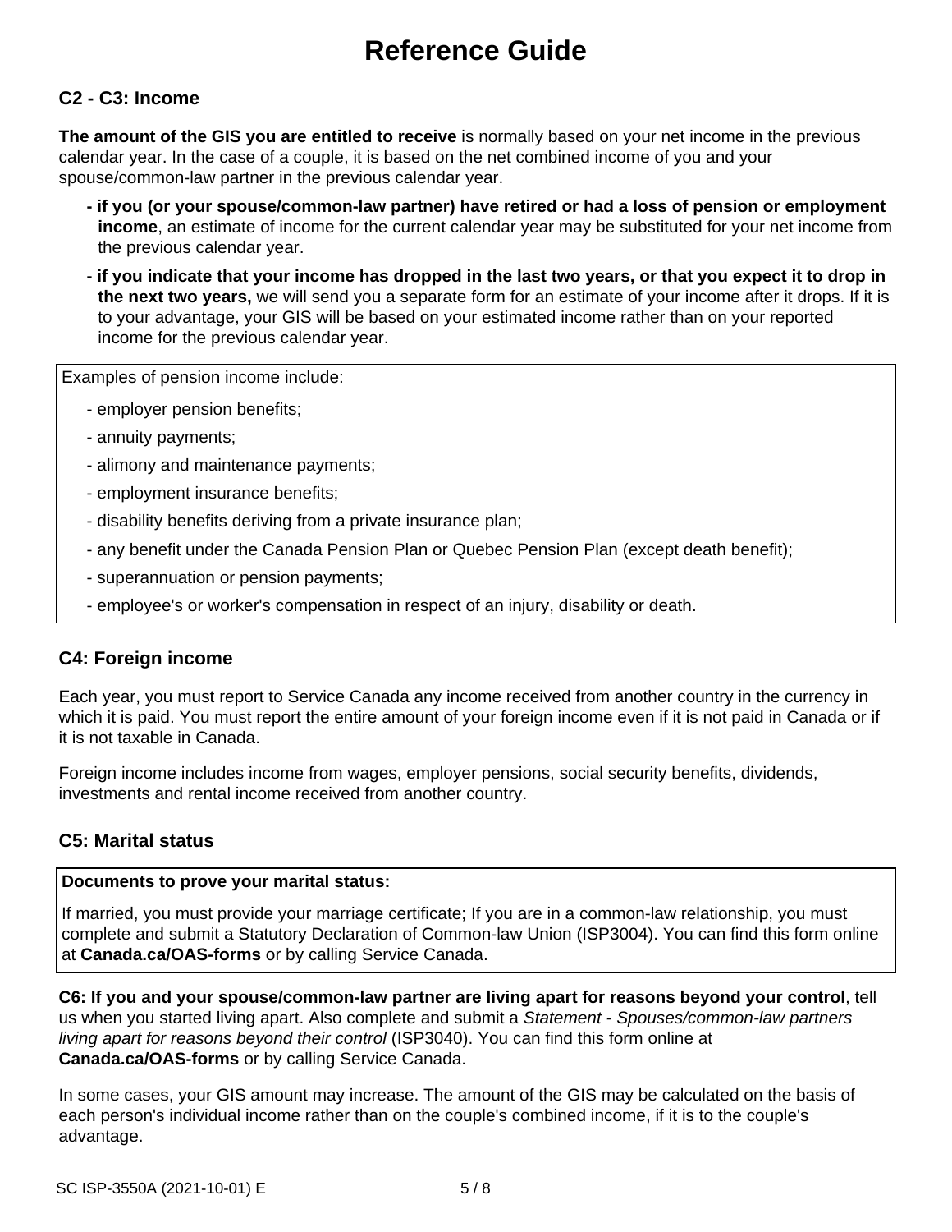# Reference Guide

### C2 - C3: Income

**The amount of the GIS you are entitled to receive** is normally based on your net income in the previous calendar year. In the case of a couple, it is based on the net combined income of you and your spouse/common-law partner in the previous calendar year.

- **if you (or your spouse/common-law partner) have retired or had a loss of pension or employment income**, an estimate of income for the current calendar year may be substituted for your net income from the previous calendar year.
- **if you indicate that your income has dropped in the last two years, or that you expect it to drop in the next two years,** we will send you a separate form for an estimate of your income after it drops. If it is to your advantage, your GIS will be based on your estimated income rather than on your reported income for the previous calendar year.

Examples of pension income include:

- employer pension benefits;
- annuity payments;
- alimony and maintenance payments;
- employment insurance benefits;
- disability benefits deriving from a private insurance plan;
- any benefit under the Canada Pension Plan or Quebec Pension Plan (except death benefit);
- superannuation or pension payments;
- employee's or worker's compensation in respect of an injury, disability or death.

### C4: Foreign income

Each year, you must report to Service Canada any income received from another country in the currency in which it is paid. You must report the entire amount of your foreign income even if it is not paid in Canada or if it is not taxable in Canada.

Foreign income includes income from wages, employer pensions, social security benefits, dividends, investments and rental income received from another country.

### C5: Marital status

**Documents to prove your marital status:**

If married, you must provide your marriage certificate; If you are in a common-law relationship, you must complete and submit a Statutory Declaration of Common-law Union (ISP3004). You can find this form online at **Canada.ca/OAS-forms** or by calling Service Canada.

**C6: If you and your spouse/common-law partner are living apart for reasons beyond your control**, tell us when you started living apart. Also complete and submit a *Statement - Spouses/common-law partners living apart for reasons beyond their control* (ISP3040). You can find this form online at **Canada.ca/OAS-forms** or by calling Service Canada.

In some cases, your GIS amount may increase. The amount of the GIS may be calculated on the basis of each person's individual income rather than on the couple's combined income, if it is to the couple's advantage.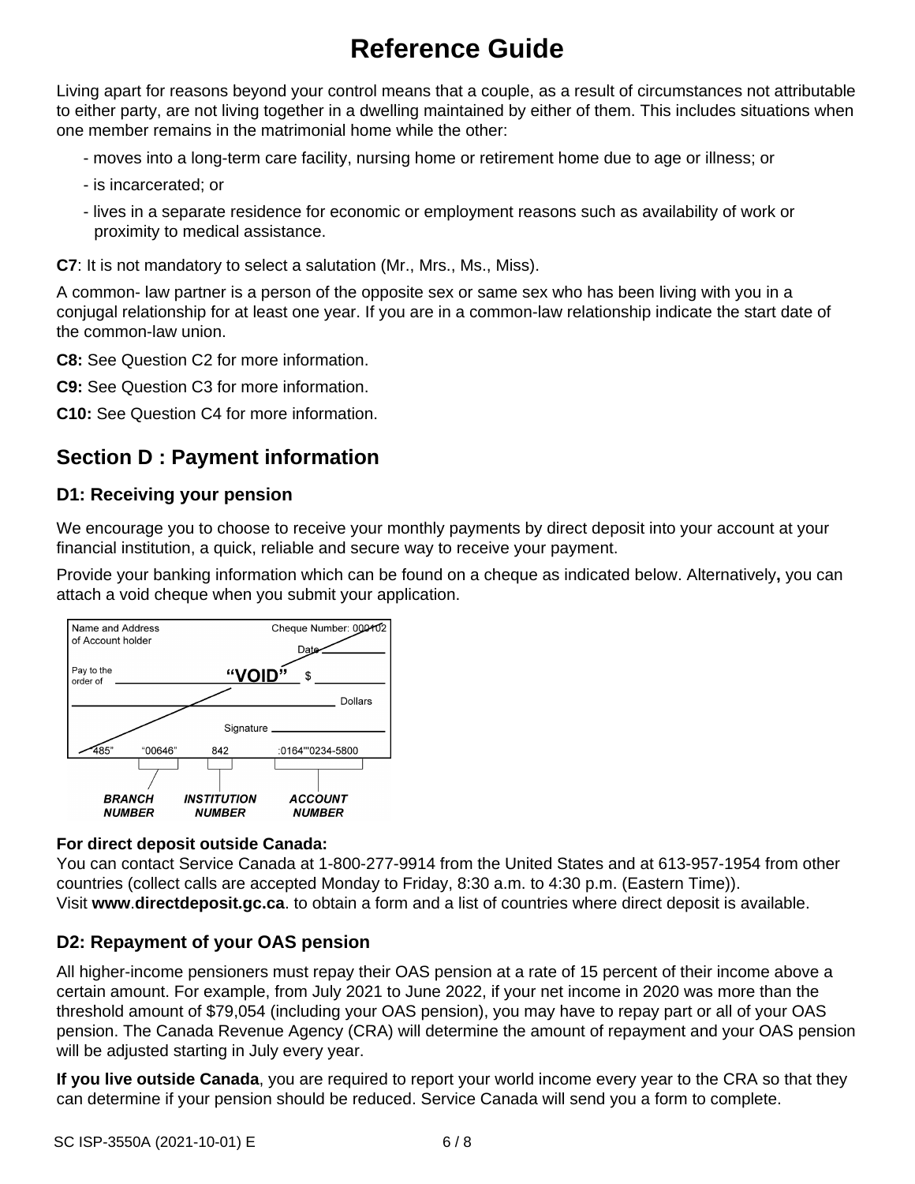# Reference Guide

Living apart for reasons beyond your control means that a couple, as a result of circumstances not attributable to either party, are not living together in a dwelling maintained by either of them. This includes situations when one member remains in the matrimonial home while the other:

- moves into a long-term care facility, nursing home or retirement home due to age or illness; or
- is incarcerated; or
- lives in a separate residence for economic or employment reasons such as availability of work or proximity to medical assistance.

**C7**: It is not mandatory to select a salutation (Mr., Mrs., Ms., Miss).

A common- law partner is a person of the opposite sex or same sex who has been living with you in a conjugal relationship for at least one year. If you are in a common-law relationship indicate the start date of the common-law union.

**C8:** See Question C2 for more information.

**C9:** See Question C3 for more information.

**C10:** See Question C4 for more information.

## Section D : Payment information

### D1: Receiving your pension

We encourage you to choose to receive your monthly payments by direct deposit into your account at your financial institution, a quick, reliable and secure way to receive your payment.

Provide your banking information which can be found on a cheque as indicated below. Alternatively**,** you can attach a void cheque when you submit your application.

Name and Address of Account holder — Cheque Number: 000102 — Date — Pay to the order of "VOID" $ — Dollars — Signature

"485" "00646" 842 :0164"'0234-5800

***BRANCH NUMBER*** ***INSTITUTION NUMBER*** ***ACCOUNT NUMBER***

**For direct deposit outside Canada:**
You can contact Service Canada at 1-800-277-9914 from the United States and at 613-957-1954 from other countries (collect calls are accepted Monday to Friday, 8:30 a.m. to 4:30 p.m. (Eastern Time)).
Visit **www**.**directdeposit.gc.ca**. to obtain a form and a list of countries where direct deposit is available.

### D2: Repayment of your OAS pension

All higher-income pensioners must repay their OAS pension at a rate of 15 percent of their income above a certain amount. For example, from July 2021 to June 2022, if your net income in 2020 was more than the threshold amount of $79,054 (including your OAS pension), you may have to repay part or all of your OAS pension. The Canada Revenue Agency (CRA) will determine the amount of repayment and your OAS pension will be adjusted starting in July every year.

**If you live outside Canada**, you are required to report your world income every year to the CRA so that they can determine if your pension should be reduced. Service Canada will send you a form to complete.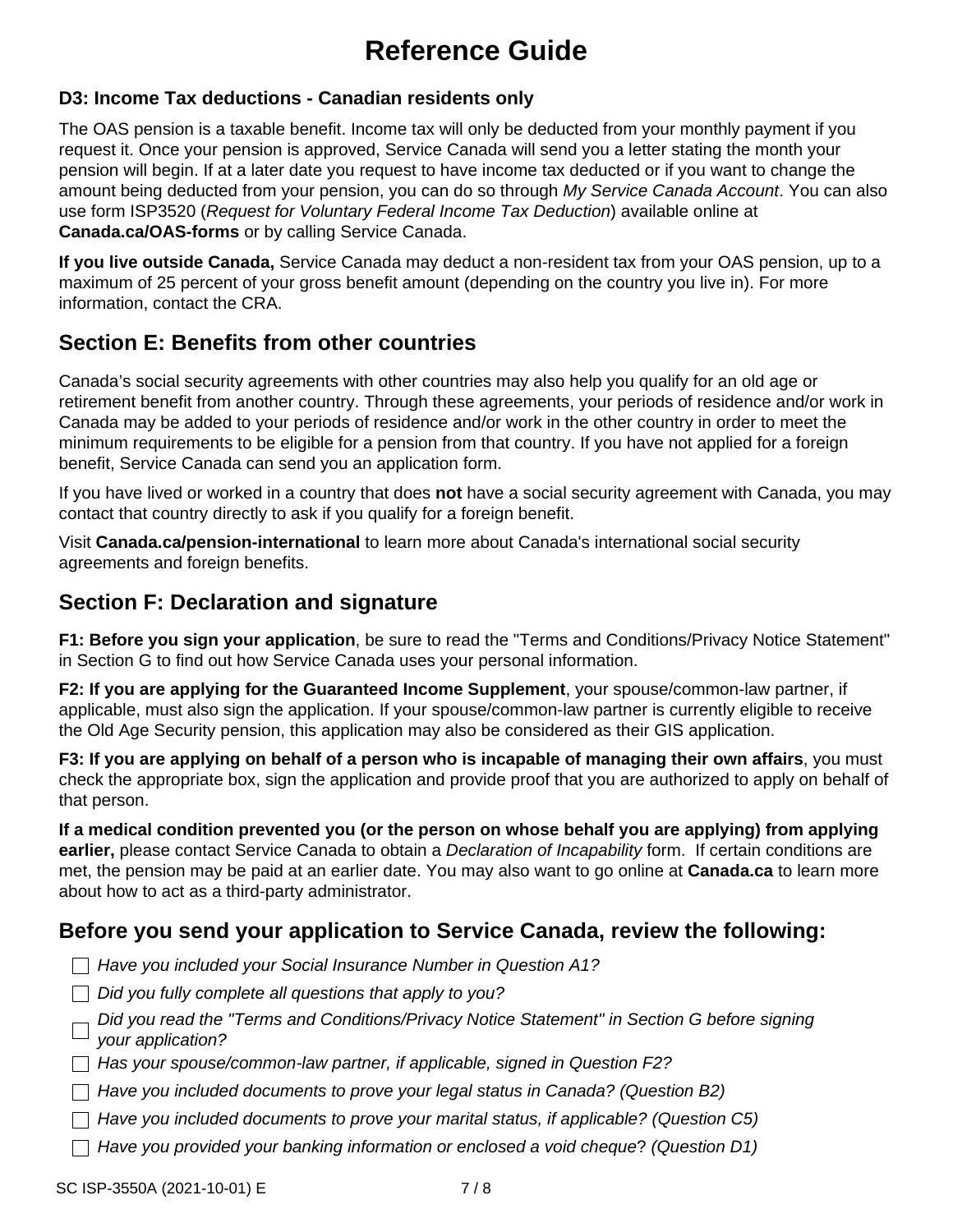# Reference Guide

### D3: Income Tax deductions - Canadian residents only

The OAS pension is a taxable benefit. Income tax will only be deducted from your monthly payment if you request it. Once your pension is approved, Service Canada will send you a letter stating the month your pension will begin. If at a later date you request to have income tax deducted or if you want to change the amount being deducted from your pension, you can do so through *My Service Canada Account*. You can also use form ISP3520 (*Request for Voluntary Federal Income Tax Deduction*) available online at **Canada.ca/OAS-forms** or by calling Service Canada.

**If you live outside Canada,** Service Canada may deduct a non-resident tax from your OAS pension, up to a maximum of 25 percent of your gross benefit amount (depending on the country you live in). For more information, contact the CRA.

## Section E: Benefits from other countries

Canada's social security agreements with other countries may also help you qualify for an old age or retirement benefit from another country. Through these agreements, your periods of residence and/or work in Canada may be added to your periods of residence and/or work in the other country in order to meet the minimum requirements to be eligible for a pension from that country. If you have not applied for a foreign benefit, Service Canada can send you an application form.

If you have lived or worked in a country that does **not** have a social security agreement with Canada, you may contact that country directly to ask if you qualify for a foreign benefit.

Visit **Canada.ca/pension-international** to learn more about Canada's international social security agreements and foreign benefits.

## Section F: Declaration and signature

**F1: Before you sign your application**, be sure to read the "Terms and Conditions/Privacy Notice Statement" in Section G to find out how Service Canada uses your personal information.

**F2: If you are applying for the Guaranteed Income Supplement**, your spouse/common-law partner, if applicable, must also sign the application. If your spouse/common-law partner is currently eligible to receive the Old Age Security pension, this application may also be considered as their GIS application.

**F3: If you are applying on behalf of a person who is incapable of managing their own affairs**, you must check the appropriate box, sign the application and provide proof that you are authorized to apply on behalf of that person.

**If a medical condition prevented you (or the person on whose behalf you are applying) from applying earlier,** please contact Service Canada to obtain a *Declaration of Incapability* form. If certain conditions are met, the pension may be paid at an earlier date. You may also want to go online at **Canada.ca** to learn more about how to act as a third-party administrator.

## Before you send your application to Service Canada, review the following:

- ☐ *Have you included your Social Insurance Number in Question A1?*
- ☐ *Did you fully complete all questions that apply to you?*
- ☐ *Did you read the "Terms and Conditions/Privacy Notice Statement" in Section G before signing your application?*
- ☐ *Has your spouse/common-law partner, if applicable, signed in Question F2?*
- ☐ *Have you included documents to prove your legal status in Canada? (Question B2)*
- ☐ *Have you included documents to prove your marital status, if applicable? (Question C5)*
- ☐ *Have you provided your banking information or enclosed a void cheque? (Question D1)*

SC ISP-3550A (2021-10-01) E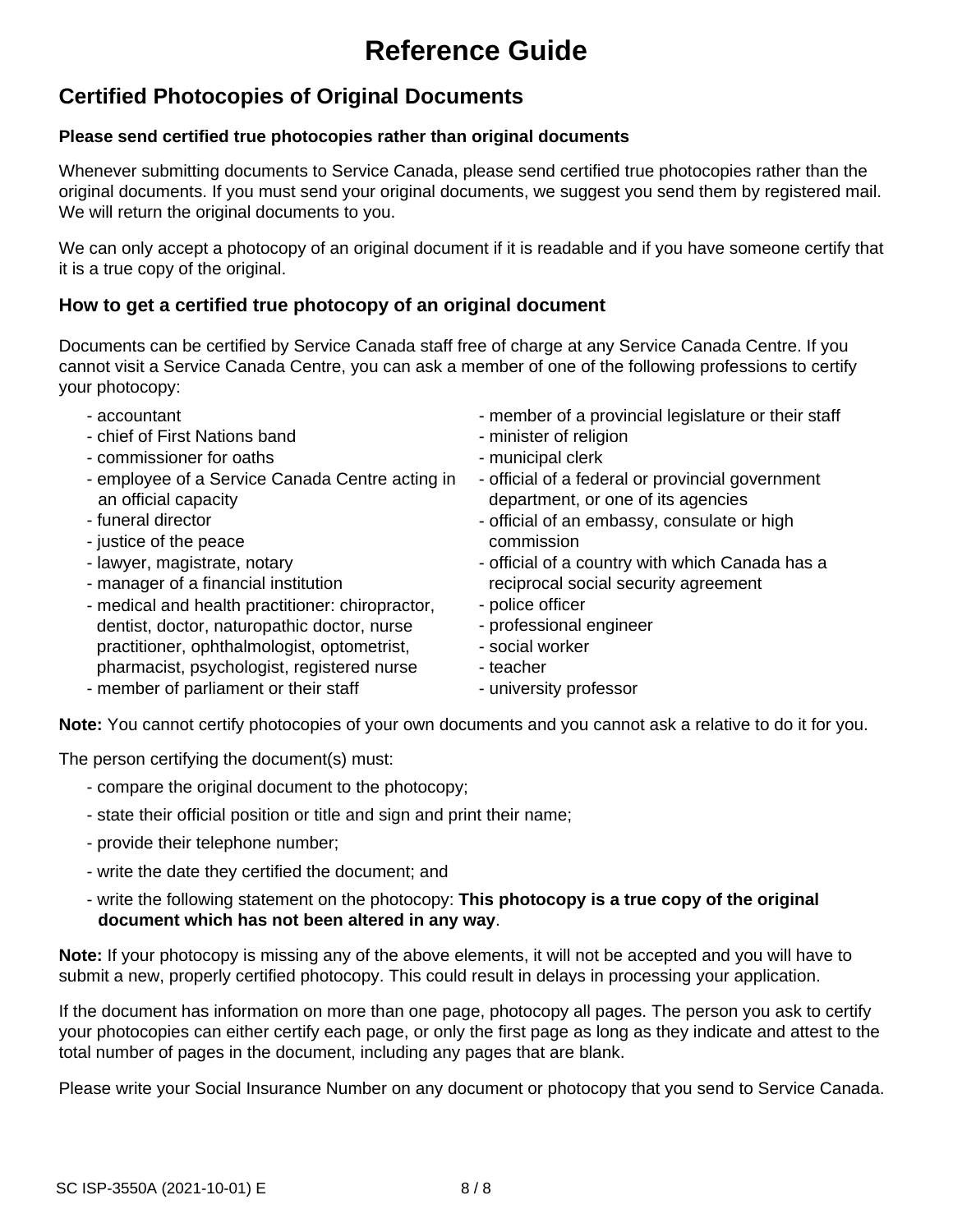# Reference Guide

## Certified Photocopies of Original Documents

**Please send certified true photocopies rather than original documents**

Whenever submitting documents to Service Canada, please send certified true photocopies rather than the original documents. If you must send your original documents, we suggest you send them by registered mail. We will return the original documents to you.

We can only accept a photocopy of an original document if it is readable and if you have someone certify that it is a true copy of the original.

### How to get a certified true photocopy of an original document

Documents can be certified by Service Canada staff free of charge at any Service Canada Centre. If you cannot visit a Service Canada Centre, you can ask a member of one of the following professions to certify your photocopy:

- accountant
- chief of First Nations band
- commissioner for oaths
- employee of a Service Canada Centre acting in an official capacity
- funeral director
- justice of the peace
- lawyer, magistrate, notary
- manager of a financial institution
- medical and health practitioner: chiropractor, dentist, doctor, naturopathic doctor, nurse practitioner, ophthalmologist, optometrist, pharmacist, psychologist, registered nurse
- member of parliament or their staff
- member of a provincial legislature or their staff
- minister of religion
- municipal clerk
- official of a federal or provincial government department, or one of its agencies
- official of an embassy, consulate or high commission
- official of a country with which Canada has a reciprocal social security agreement
- police officer
- professional engineer
- social worker
- teacher
- university professor

**Note:** You cannot certify photocopies of your own documents and you cannot ask a relative to do it for you.

The person certifying the document(s) must:

- compare the original document to the photocopy;
- state their official position or title and sign and print their name;
- provide their telephone number;
- write the date they certified the document; and
- write the following statement on the photocopy: **This photocopy is a true copy of the original document which has not been altered in any way**.

**Note:** If your photocopy is missing any of the above elements, it will not be accepted and you will have to submit a new, properly certified photocopy. This could result in delays in processing your application.

If the document has information on more than one page, photocopy all pages. The person you ask to certify your photocopies can either certify each page, or only the first page as long as they indicate and attest to the total number of pages in the document, including any pages that are blank.

Please write your Social Insurance Number on any document or photocopy that you send to Service Canada.

SC ISP-3550A (2021-10-01) E